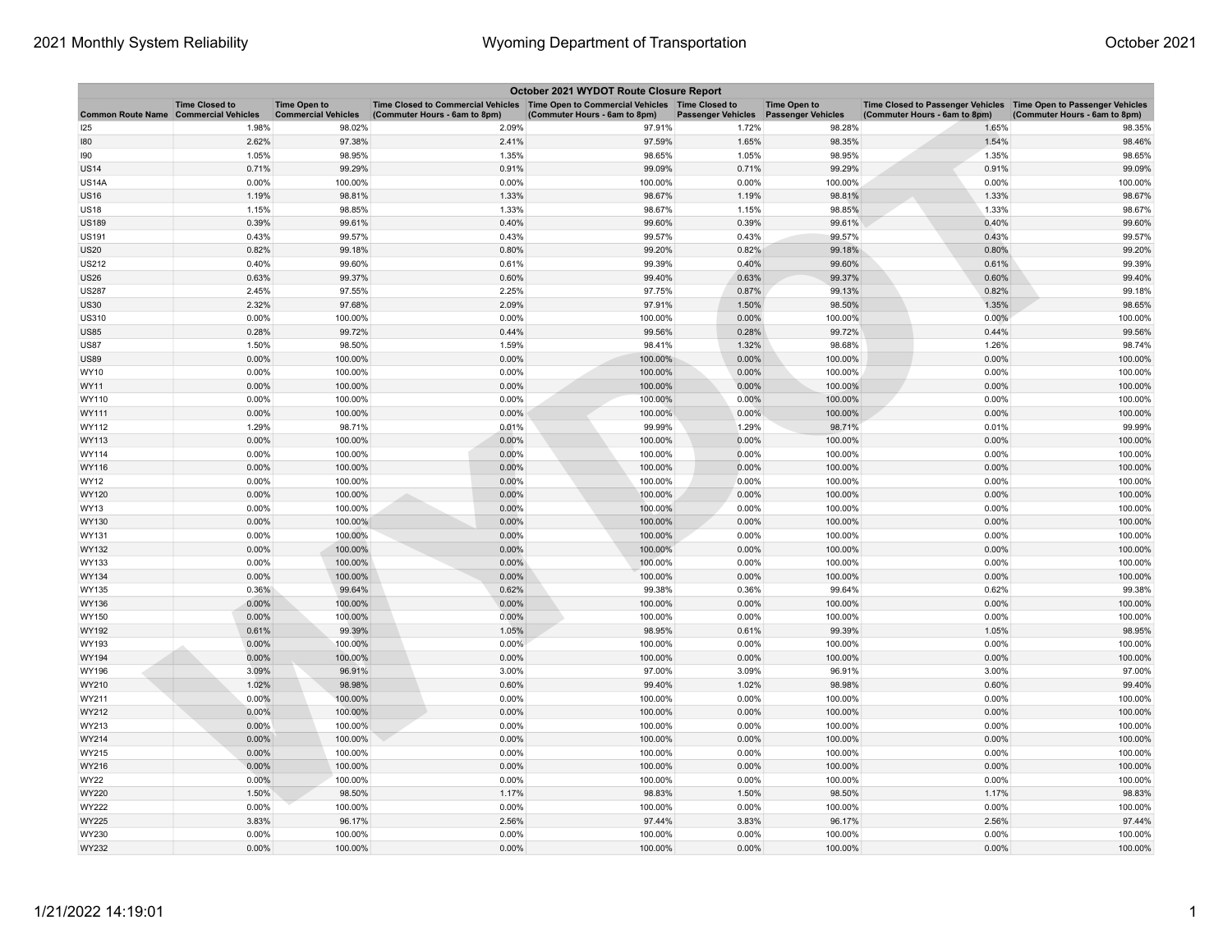| October 2021 WYDOT Route Closure Report | | | | | | | | |
|---|---|---|---|---|---|---|---|---|
| Common Route Name | Time Closed to Commercial Vehicles | Time Open to Commercial Vehicles | Time Closed to Commercial Vehicles (Commuter Hours - 6am to 8pm) | Time Open to Commercial Vehicles (Commuter Hours - 6am to 8pm) | Time Closed to Passenger Vehicles | Time Open to Passenger Vehicles | Time Closed to Passenger Vehicles (Commuter Hours - 6am to 8pm) | Time Open to Passenger Vehicles (Commuter Hours - 6am to 8pm) |
| I25 | 1.98% | 98.02% | 2.09% | 97.91% | 1.72% | 98.28% | 1.65% | 98.35% |
| I80 | 2.62% | 97.38% | 2.41% | 97.59% | 1.65% | 98.35% | 1.54% | 98.46% |
| I90 | 1.05% | 98.95% | 1.35% | 98.65% | 1.05% | 98.95% | 1.35% | 98.65% |
| US14 | 0.71% | 99.29% | 0.91% | 99.09% | 0.71% | 99.29% | 0.91% | 99.09% |
| US14A | 0.00% | 100.00% | 0.00% | 100.00% | 0.00% | 100.00% | 0.00% | 100.00% |
| US16 | 1.19% | 98.81% | 1.33% | 98.67% | 1.19% | 98.81% | 1.33% | 98.67% |
| US18 | 1.15% | 98.85% | 1.33% | 98.67% | 1.15% | 98.85% | 1.33% | 98.67% |
| US189 | 0.39% | 99.61% | 0.40% | 99.60% | 0.39% | 99.61% | 0.40% | 99.60% |
| US191 | 0.43% | 99.57% | 0.43% | 99.57% | 0.43% | 99.57% | 0.43% | 99.57% |
| US20 | 0.82% | 99.18% | 0.80% | 99.20% | 0.82% | 99.18% | 0.80% | 99.20% |
| US212 | 0.40% | 99.60% | 0.61% | 99.39% | 0.40% | 99.60% | 0.61% | 99.39% |
| US26 | 0.63% | 99.37% | 0.60% | 99.40% | 0.63% | 99.37% | 0.60% | 99.40% |
| US287 | 2.45% | 97.55% | 2.25% | 97.75% | 0.87% | 99.13% | 0.82% | 99.18% |
| US30 | 2.32% | 97.68% | 2.09% | 97.91% | 1.50% | 98.50% | 1.35% | 98.65% |
| US310 | 0.00% | 100.00% | 0.00% | 100.00% | 0.00% | 100.00% | 0.00% | 100.00% |
| US85 | 0.28% | 99.72% | 0.44% | 99.56% | 0.28% | 99.72% | 0.44% | 99.56% |
| US87 | 1.50% | 98.50% | 1.59% | 98.41% | 1.32% | 98.68% | 1.26% | 98.74% |
| US89 | 0.00% | 100.00% | 0.00% | 100.00% | 0.00% | 100.00% | 0.00% | 100.00% |
| WY10 | 0.00% | 100.00% | 0.00% | 100.00% | 0.00% | 100.00% | 0.00% | 100.00% |
| WY11 | 0.00% | 100.00% | 0.00% | 100.00% | 0.00% | 100.00% | 0.00% | 100.00% |
| WY110 | 0.00% | 100.00% | 0.00% | 100.00% | 0.00% | 100.00% | 0.00% | 100.00% |
| WY111 | 0.00% | 100.00% | 0.00% | 100.00% | 0.00% | 100.00% | 0.00% | 100.00% |
| WY112 | 1.29% | 98.71% | 0.01% | 99.99% | 1.29% | 98.71% | 0.01% | 99.99% |
| WY113 | 0.00% | 100.00% | 0.00% | 100.00% | 0.00% | 100.00% | 0.00% | 100.00% |
| WY114 | 0.00% | 100.00% | 0.00% | 100.00% | 0.00% | 100.00% | 0.00% | 100.00% |
| WY116 | 0.00% | 100.00% | 0.00% | 100.00% | 0.00% | 100.00% | 0.00% | 100.00% |
| WY12 | 0.00% | 100.00% | 0.00% | 100.00% | 0.00% | 100.00% | 0.00% | 100.00% |
| WY120 | 0.00% | 100.00% | 0.00% | 100.00% | 0.00% | 100.00% | 0.00% | 100.00% |
| WY13 | 0.00% | 100.00% | 0.00% | 100.00% | 0.00% | 100.00% | 0.00% | 100.00% |
| WY130 | 0.00% | 100.00% | 0.00% | 100.00% | 0.00% | 100.00% | 0.00% | 100.00% |
| WY131 | 0.00% | 100.00% | 0.00% | 100.00% | 0.00% | 100.00% | 0.00% | 100.00% |
| WY132 | 0.00% | 100.00% | 0.00% | 100.00% | 0.00% | 100.00% | 0.00% | 100.00% |
| WY133 | 0.00% | 100.00% | 0.00% | 100.00% | 0.00% | 100.00% | 0.00% | 100.00% |
| WY134 | 0.00% | 100.00% | 0.00% | 100.00% | 0.00% | 100.00% | 0.00% | 100.00% |
| WY135 | 0.36% | 99.64% | 0.62% | 99.38% | 0.36% | 99.64% | 0.62% | 99.38% |
| WY136 | 0.00% | 100.00% | 0.00% | 100.00% | 0.00% | 100.00% | 0.00% | 100.00% |
| WY150 | 0.00% | 100.00% | 0.00% | 100.00% | 0.00% | 100.00% | 0.00% | 100.00% |
| WY192 | 0.61% | 99.39% | 1.05% | 98.95% | 0.61% | 99.39% | 1.05% | 98.95% |
| WY193 | 0.00% | 100.00% | 0.00% | 100.00% | 0.00% | 100.00% | 0.00% | 100.00% |
| WY194 | 0.00% | 100.00% | 0.00% | 100.00% | 0.00% | 100.00% | 0.00% | 100.00% |
| WY196 | 3.09% | 96.91% | 3.00% | 97.00% | 3.09% | 96.91% | 3.00% | 97.00% |
| WY210 | 1.02% | 98.98% | 0.60% | 99.40% | 1.02% | 98.98% | 0.60% | 99.40% |
| WY211 | 0.00% | 100.00% | 0.00% | 100.00% | 0.00% | 100.00% | 0.00% | 100.00% |
| WY212 | 0.00% | 100.00% | 0.00% | 100.00% | 0.00% | 100.00% | 0.00% | 100.00% |
| WY213 | 0.00% | 100.00% | 0.00% | 100.00% | 0.00% | 100.00% | 0.00% | 100.00% |
| WY214 | 0.00% | 100.00% | 0.00% | 100.00% | 0.00% | 100.00% | 0.00% | 100.00% |
| WY215 | 0.00% | 100.00% | 0.00% | 100.00% | 0.00% | 100.00% | 0.00% | 100.00% |
| WY216 | 0.00% | 100.00% | 0.00% | 100.00% | 0.00% | 100.00% | 0.00% | 100.00% |
| WY22 | 0.00% | 100.00% | 0.00% | 100.00% | 0.00% | 100.00% | 0.00% | 100.00% |
| WY220 | 1.50% | 98.50% | 1.17% | 98.83% | 1.50% | 98.50% | 1.17% | 98.83% |
| WY222 | 0.00% | 100.00% | 0.00% | 100.00% | 0.00% | 100.00% | 0.00% | 100.00% |
| WY225 | 3.83% | 96.17% | 2.56% | 97.44% | 3.83% | 96.17% | 2.56% | 97.44% |
| WY230 | 0.00% | 100.00% | 0.00% | 100.00% | 0.00% | 100.00% | 0.00% | 100.00% |
| WY232 | 0.00% | 100.00% | 0.00% | 100.00% | 0.00% | 100.00% | 0.00% | 100.00% |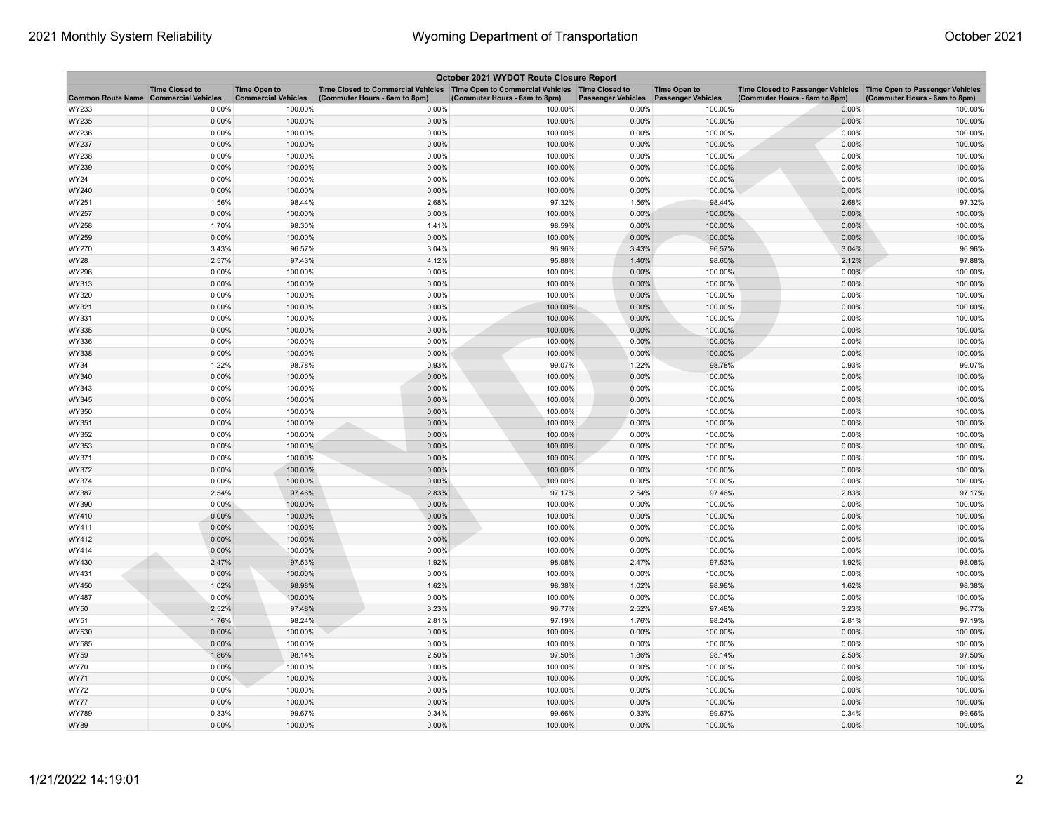| October 2021 WYDOT Route Closure Report | | | | | | | | |
|---|---|---|---|---|---|---|---|---|
| Common Route Name | Time Closed to Commercial Vehicles | Time Open to Commercial Vehicles | Time Closed to Commercial Vehicles (Commuter Hours - 6am to 8pm) | Time Open to Commercial Vehicles (Commuter Hours - 6am to 8pm) | Time Closed to Passenger Vehicles | Time Open to Passenger Vehicles | Time Closed to Passenger Vehicles (Commuter Hours - 6am to 8pm) | Time Open to Passenger Vehicles (Commuter Hours - 6am to 8pm) |
| WY233 | 0.00% | 100.00% | 0.00% | 100.00% | 0.00% | 100.00% | 0.00% | 100.00% |
| WY235 | 0.00% | 100.00% | 0.00% | 100.00% | 0.00% | 100.00% | 0.00% | 100.00% |
| WY236 | 0.00% | 100.00% | 0.00% | 100.00% | 0.00% | 100.00% | 0.00% | 100.00% |
| WY237 | 0.00% | 100.00% | 0.00% | 100.00% | 0.00% | 100.00% | 0.00% | 100.00% |
| WY238 | 0.00% | 100.00% | 0.00% | 100.00% | 0.00% | 100.00% | 0.00% | 100.00% |
| WY239 | 0.00% | 100.00% | 0.00% | 100.00% | 0.00% | 100.00% | 0.00% | 100.00% |
| WY24 | 0.00% | 100.00% | 0.00% | 100.00% | 0.00% | 100.00% | 0.00% | 100.00% |
| WY240 | 0.00% | 100.00% | 0.00% | 100.00% | 0.00% | 100.00% | 0.00% | 100.00% |
| WY251 | 1.56% | 98.44% | 2.68% | 97.32% | 1.56% | 98.44% | 2.68% | 97.32% |
| WY257 | 0.00% | 100.00% | 0.00% | 100.00% | 0.00% | 100.00% | 0.00% | 100.00% |
| WY258 | 1.70% | 98.30% | 1.41% | 98.59% | 0.00% | 100.00% | 0.00% | 100.00% |
| WY259 | 0.00% | 100.00% | 0.00% | 100.00% | 0.00% | 100.00% | 0.00% | 100.00% |
| WY270 | 3.43% | 96.57% | 3.04% | 96.96% | 3.43% | 96.57% | 3.04% | 96.96% |
| WY28 | 2.57% | 97.43% | 4.12% | 95.88% | 1.40% | 98.60% | 2.12% | 97.88% |
| WY296 | 0.00% | 100.00% | 0.00% | 100.00% | 0.00% | 100.00% | 0.00% | 100.00% |
| WY313 | 0.00% | 100.00% | 0.00% | 100.00% | 0.00% | 100.00% | 0.00% | 100.00% |
| WY320 | 0.00% | 100.00% | 0.00% | 100.00% | 0.00% | 100.00% | 0.00% | 100.00% |
| WY321 | 0.00% | 100.00% | 0.00% | 100.00% | 0.00% | 100.00% | 0.00% | 100.00% |
| WY331 | 0.00% | 100.00% | 0.00% | 100.00% | 0.00% | 100.00% | 0.00% | 100.00% |
| WY335 | 0.00% | 100.00% | 0.00% | 100.00% | 0.00% | 100.00% | 0.00% | 100.00% |
| WY336 | 0.00% | 100.00% | 0.00% | 100.00% | 0.00% | 100.00% | 0.00% | 100.00% |
| WY338 | 0.00% | 100.00% | 0.00% | 100.00% | 0.00% | 100.00% | 0.00% | 100.00% |
| WY34 | 1.22% | 98.78% | 0.93% | 99.07% | 1.22% | 98.78% | 0.93% | 99.07% |
| WY340 | 0.00% | 100.00% | 0.00% | 100.00% | 0.00% | 100.00% | 0.00% | 100.00% |
| WY343 | 0.00% | 100.00% | 0.00% | 100.00% | 0.00% | 100.00% | 0.00% | 100.00% |
| WY345 | 0.00% | 100.00% | 0.00% | 100.00% | 0.00% | 100.00% | 0.00% | 100.00% |
| WY350 | 0.00% | 100.00% | 0.00% | 100.00% | 0.00% | 100.00% | 0.00% | 100.00% |
| WY351 | 0.00% | 100.00% | 0.00% | 100.00% | 0.00% | 100.00% | 0.00% | 100.00% |
| WY352 | 0.00% | 100.00% | 0.00% | 100.00% | 0.00% | 100.00% | 0.00% | 100.00% |
| WY353 | 0.00% | 100.00% | 0.00% | 100.00% | 0.00% | 100.00% | 0.00% | 100.00% |
| WY371 | 0.00% | 100.00% | 0.00% | 100.00% | 0.00% | 100.00% | 0.00% | 100.00% |
| WY372 | 0.00% | 100.00% | 0.00% | 100.00% | 0.00% | 100.00% | 0.00% | 100.00% |
| WY374 | 0.00% | 100.00% | 0.00% | 100.00% | 0.00% | 100.00% | 0.00% | 100.00% |
| WY387 | 2.54% | 97.46% | 2.83% | 97.17% | 2.54% | 97.46% | 2.83% | 97.17% |
| WY390 | 0.00% | 100.00% | 0.00% | 100.00% | 0.00% | 100.00% | 0.00% | 100.00% |
| WY410 | 0.00% | 100.00% | 0.00% | 100.00% | 0.00% | 100.00% | 0.00% | 100.00% |
| WY411 | 0.00% | 100.00% | 0.00% | 100.00% | 0.00% | 100.00% | 0.00% | 100.00% |
| WY412 | 0.00% | 100.00% | 0.00% | 100.00% | 0.00% | 100.00% | 0.00% | 100.00% |
| WY414 | 0.00% | 100.00% | 0.00% | 100.00% | 0.00% | 100.00% | 0.00% | 100.00% |
| WY430 | 2.47% | 97.53% | 1.92% | 98.08% | 2.47% | 97.53% | 1.92% | 98.08% |
| WY431 | 0.00% | 100.00% | 0.00% | 100.00% | 0.00% | 100.00% | 0.00% | 100.00% |
| WY450 | 1.02% | 98.98% | 1.62% | 98.38% | 1.02% | 98.98% | 1.62% | 98.38% |
| WY487 | 0.00% | 100.00% | 0.00% | 100.00% | 0.00% | 100.00% | 0.00% | 100.00% |
| WY50 | 2.52% | 97.48% | 3.23% | 96.77% | 2.52% | 97.48% | 3.23% | 96.77% |
| WY51 | 1.76% | 98.24% | 2.81% | 97.19% | 1.76% | 98.24% | 2.81% | 97.19% |
| WY530 | 0.00% | 100.00% | 0.00% | 100.00% | 0.00% | 100.00% | 0.00% | 100.00% |
| WY585 | 0.00% | 100.00% | 0.00% | 100.00% | 0.00% | 100.00% | 0.00% | 100.00% |
| WY59 | 1.86% | 98.14% | 2.50% | 97.50% | 1.86% | 98.14% | 2.50% | 97.50% |
| WY70 | 0.00% | 100.00% | 0.00% | 100.00% | 0.00% | 100.00% | 0.00% | 100.00% |
| WY71 | 0.00% | 100.00% | 0.00% | 100.00% | 0.00% | 100.00% | 0.00% | 100.00% |
| WY72 | 0.00% | 100.00% | 0.00% | 100.00% | 0.00% | 100.00% | 0.00% | 100.00% |
| WY77 | 0.00% | 100.00% | 0.00% | 100.00% | 0.00% | 100.00% | 0.00% | 100.00% |
| WY789 | 0.33% | 99.67% | 0.34% | 99.66% | 0.33% | 99.67% | 0.34% | 99.66% |
| WY89 | 0.00% | 100.00% | 0.00% | 100.00% | 0.00% | 100.00% | 0.00% | 100.00% |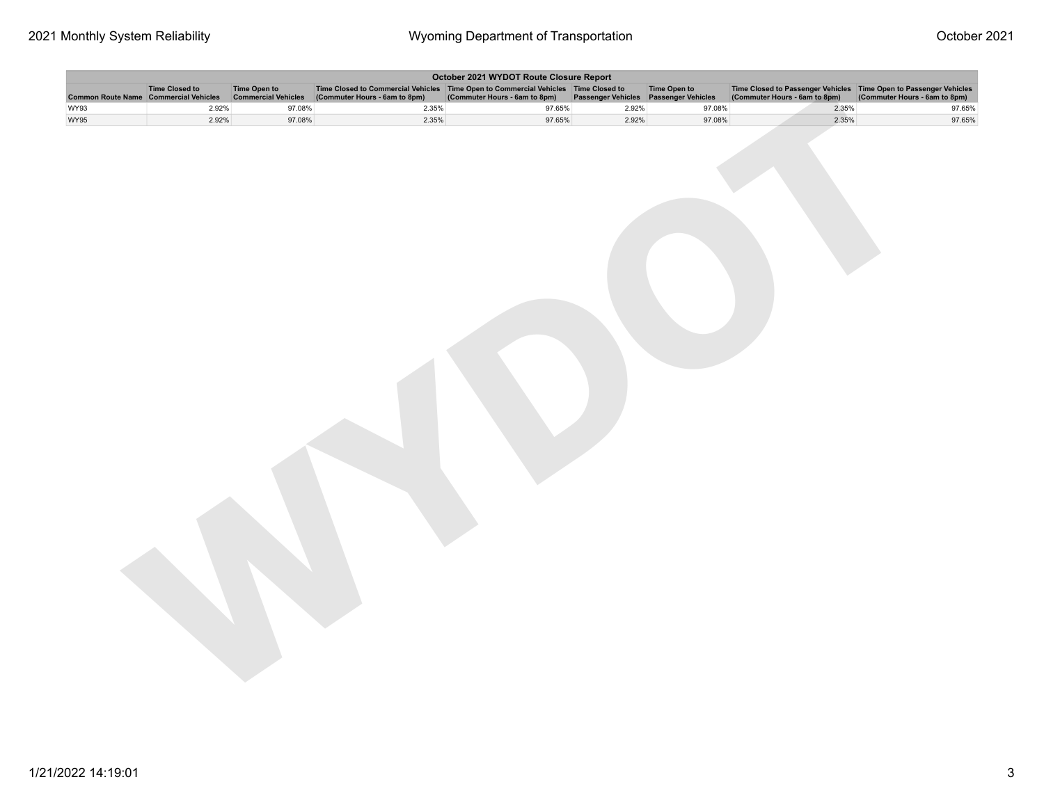| October 2021 WYDOT Route Closure Report | | | | | | | | |
|---|---|---|---|---|---|---|---|---|
| Common Route Name | Time Closed to Commercial Vehicles | Time Open to Commercial Vehicles | Time Closed to Commercial Vehicles (Commuter Hours - 6am to 8pm) | Time Open to Commercial Vehicles (Commuter Hours - 6am to 8pm) | Time Closed to Passenger Vehicles | Time Open to Passenger Vehicles | Time Closed to Passenger Vehicles (Commuter Hours - 6am to 8pm) | Time Open to Passenger Vehicles (Commuter Hours - 6am to 8pm) |
| WY93 | 2.92% | 97.08% | 2.35% | 97.65% | 2.92% | 97.08% | 2.35% | 97.65% |
| WY95 | 2.92% | 97.08% | 2.35% | 97.65% | 2.92% | 97.08% | 2.35% | 97.65% |